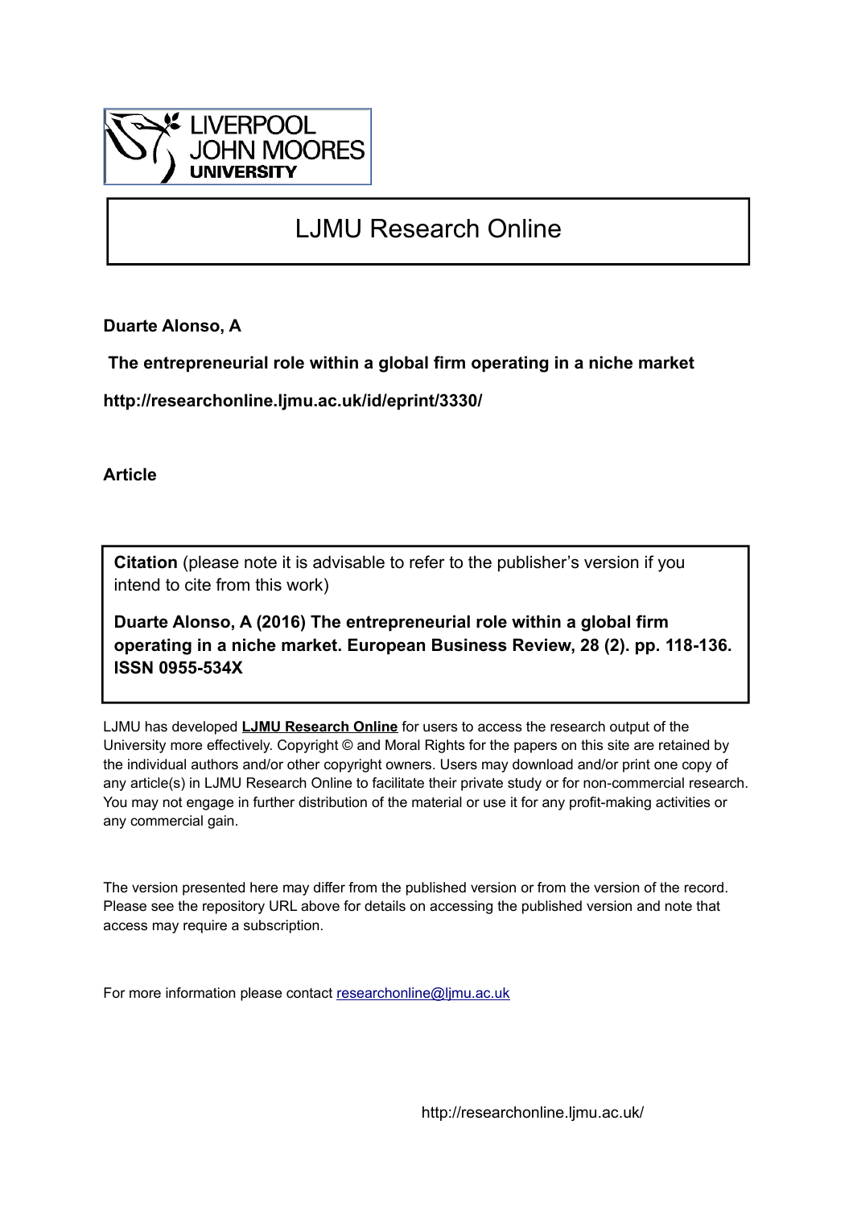LIVERPOOL JOHN MOORES UNIVERSITY

# LJMU Research Online

**Duarte Alonso, A**

**The entrepreneurial role within a global firm operating in a niche market**

**http://researchonline.ljmu.ac.uk/id/eprint/3330/**

**Article**

**Citation** (please note it is advisable to refer to the publisher's version if you intend to cite from this work)

**Duarte Alonso, A (2016) The entrepreneurial role within a global firm operating in a niche market. European Business Review, 28 (2). pp. 118-136. ISSN 0955-534X**

LJMU has developed **LJMU Research Online** for users to access the research output of the University more effectively. Copyright © and Moral Rights for the papers on this site are retained by the individual authors and/or other copyright owners. Users may download and/or print one copy of any article(s) in LJMU Research Online to facilitate their private study or for non-commercial research. You may not engage in further distribution of the material or use it for any profit-making activities or any commercial gain.

The version presented here may differ from the published version or from the version of the record. Please see the repository URL above for details on accessing the published version and note that access may require a subscription.

For more information please contact researchonline@ljmu.ac.uk

http://researchonline.ljmu.ac.uk/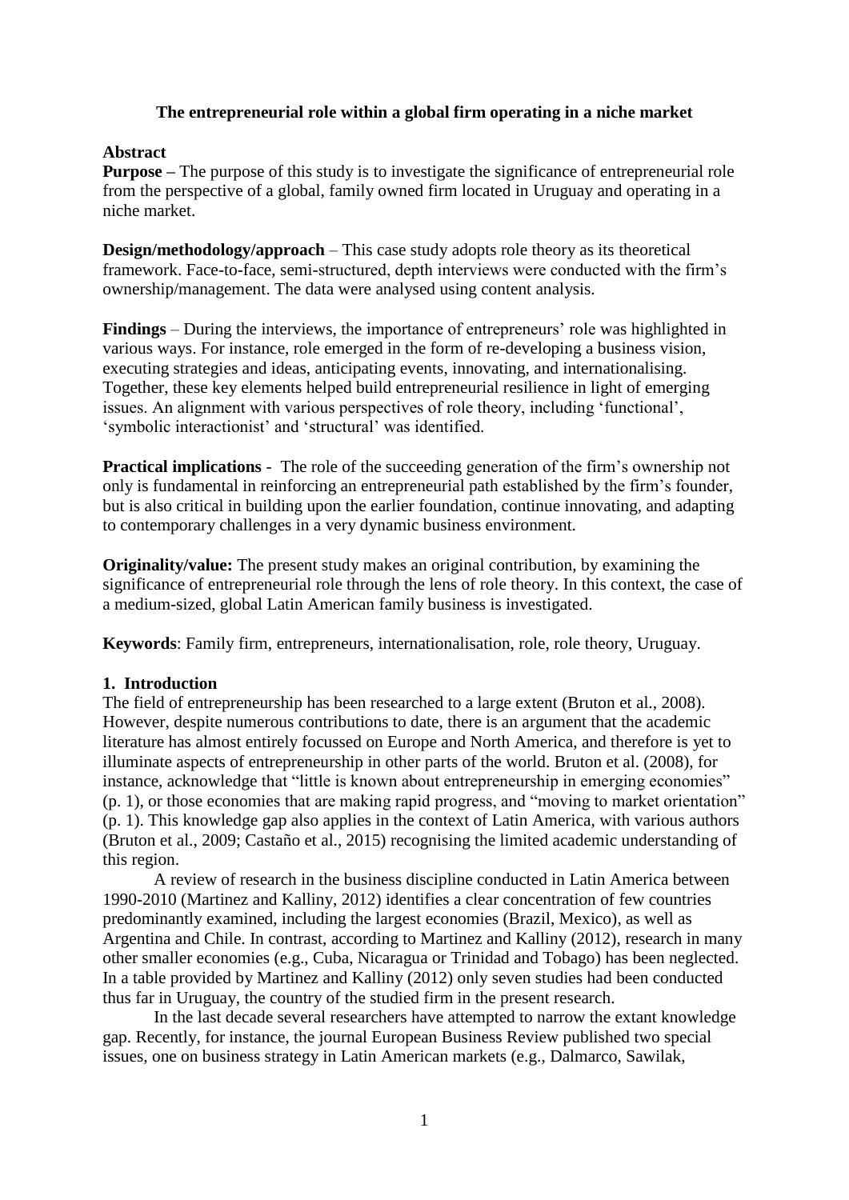# The entrepreneurial role within a global firm operating in a niche market

## Abstract

**Purpose –** The purpose of this study is to investigate the significance of entrepreneurial role from the perspective of a global, family owned firm located in Uruguay and operating in a niche market.

**Design/methodology/approach** – This case study adopts role theory as its theoretical framework. Face-to-face, semi-structured, depth interviews were conducted with the firm's ownership/management. The data were analysed using content analysis.

**Findings** – During the interviews, the importance of entrepreneurs' role was highlighted in various ways. For instance, role emerged in the form of re-developing a business vision, executing strategies and ideas, anticipating events, innovating, and internationalising. Together, these key elements helped build entrepreneurial resilience in light of emerging issues. An alignment with various perspectives of role theory, including 'functional', 'symbolic interactionist' and 'structural' was identified.

**Practical implications** - The role of the succeeding generation of the firm's ownership not only is fundamental in reinforcing an entrepreneurial path established by the firm's founder, but is also critical in building upon the earlier foundation, continue innovating, and adapting to contemporary challenges in a very dynamic business environment.

**Originality/value:** The present study makes an original contribution, by examining the significance of entrepreneurial role through the lens of role theory. In this context, the case of a medium-sized, global Latin American family business is investigated.

**Keywords**: Family firm, entrepreneurs, internationalisation, role, role theory, Uruguay.

## 1. Introduction

The field of entrepreneurship has been researched to a large extent (Bruton et al., 2008). However, despite numerous contributions to date, there is an argument that the academic literature has almost entirely focussed on Europe and North America, and therefore is yet to illuminate aspects of entrepreneurship in other parts of the world. Bruton et al. (2008), for instance, acknowledge that "little is known about entrepreneurship in emerging economies" (p. 1), or those economies that are making rapid progress, and "moving to market orientation" (p. 1). This knowledge gap also applies in the context of Latin America, with various authors (Bruton et al., 2009; Castaño et al., 2015) recognising the limited academic understanding of this region.

A review of research in the business discipline conducted in Latin America between 1990-2010 (Martinez and Kalliny, 2012) identifies a clear concentration of few countries predominantly examined, including the largest economies (Brazil, Mexico), as well as Argentina and Chile. In contrast, according to Martinez and Kalliny (2012), research in many other smaller economies (e.g., Cuba, Nicaragua or Trinidad and Tobago) has been neglected. In a table provided by Martinez and Kalliny (2012) only seven studies had been conducted thus far in Uruguay, the country of the studied firm in the present research.

In the last decade several researchers have attempted to narrow the extant knowledge gap. Recently, for instance, the journal European Business Review published two special issues, one on business strategy in Latin American markets (e.g., Dalmarco, Sawilak,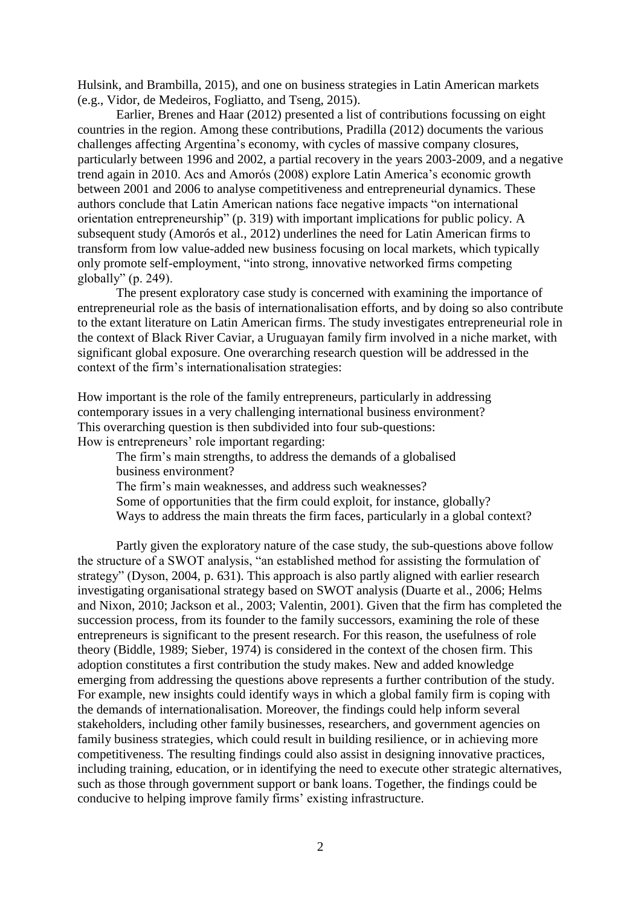Hulsink, and Brambilla, 2015), and one on business strategies in Latin American markets (e.g., Vidor, de Medeiros, Fogliatto, and Tseng, 2015).

Earlier, Brenes and Haar (2012) presented a list of contributions focussing on eight countries in the region. Among these contributions, Pradilla (2012) documents the various challenges affecting Argentina's economy, with cycles of massive company closures, particularly between 1996 and 2002, a partial recovery in the years 2003-2009, and a negative trend again in 2010. Acs and Amorós (2008) explore Latin America's economic growth between 2001 and 2006 to analyse competitiveness and entrepreneurial dynamics. These authors conclude that Latin American nations face negative impacts "on international orientation entrepreneurship" (p. 319) with important implications for public policy. A subsequent study (Amorós et al., 2012) underlines the need for Latin American firms to transform from low value-added new business focusing on local markets, which typically only promote self-employment, "into strong, innovative networked firms competing globally" (p. 249).

The present exploratory case study is concerned with examining the importance of entrepreneurial role as the basis of internationalisation efforts, and by doing so also contribute to the extant literature on Latin American firms. The study investigates entrepreneurial role in the context of Black River Caviar, a Uruguayan family firm involved in a niche market, with significant global exposure. One overarching research question will be addressed in the context of the firm's internationalisation strategies:

How important is the role of the family entrepreneurs, particularly in addressing contemporary issues in a very challenging international business environment?
This overarching question is then subdivided into four sub-questions:
How is entrepreneurs' role important regarding:

- The firm's main strengths, to address the demands of a globalised business environment?
- The firm's main weaknesses, and address such weaknesses?
- Some of opportunities that the firm could exploit, for instance, globally?
- Ways to address the main threats the firm faces, particularly in a global context?

Partly given the exploratory nature of the case study, the sub-questions above follow the structure of a SWOT analysis, "an established method for assisting the formulation of strategy" (Dyson, 2004, p. 631). This approach is also partly aligned with earlier research investigating organisational strategy based on SWOT analysis (Duarte et al., 2006; Helms and Nixon, 2010; Jackson et al., 2003; Valentin, 2001). Given that the firm has completed the succession process, from its founder to the family successors, examining the role of these entrepreneurs is significant to the present research. For this reason, the usefulness of role theory (Biddle, 1989; Sieber, 1974) is considered in the context of the chosen firm. This adoption constitutes a first contribution the study makes. New and added knowledge emerging from addressing the questions above represents a further contribution of the study. For example, new insights could identify ways in which a global family firm is coping with the demands of internationalisation. Moreover, the findings could help inform several stakeholders, including other family businesses, researchers, and government agencies on family business strategies, which could result in building resilience, or in achieving more competitiveness. The resulting findings could also assist in designing innovative practices, including training, education, or in identifying the need to execute other strategic alternatives, such as those through government support or bank loans. Together, the findings could be conducive to helping improve family firms' existing infrastructure.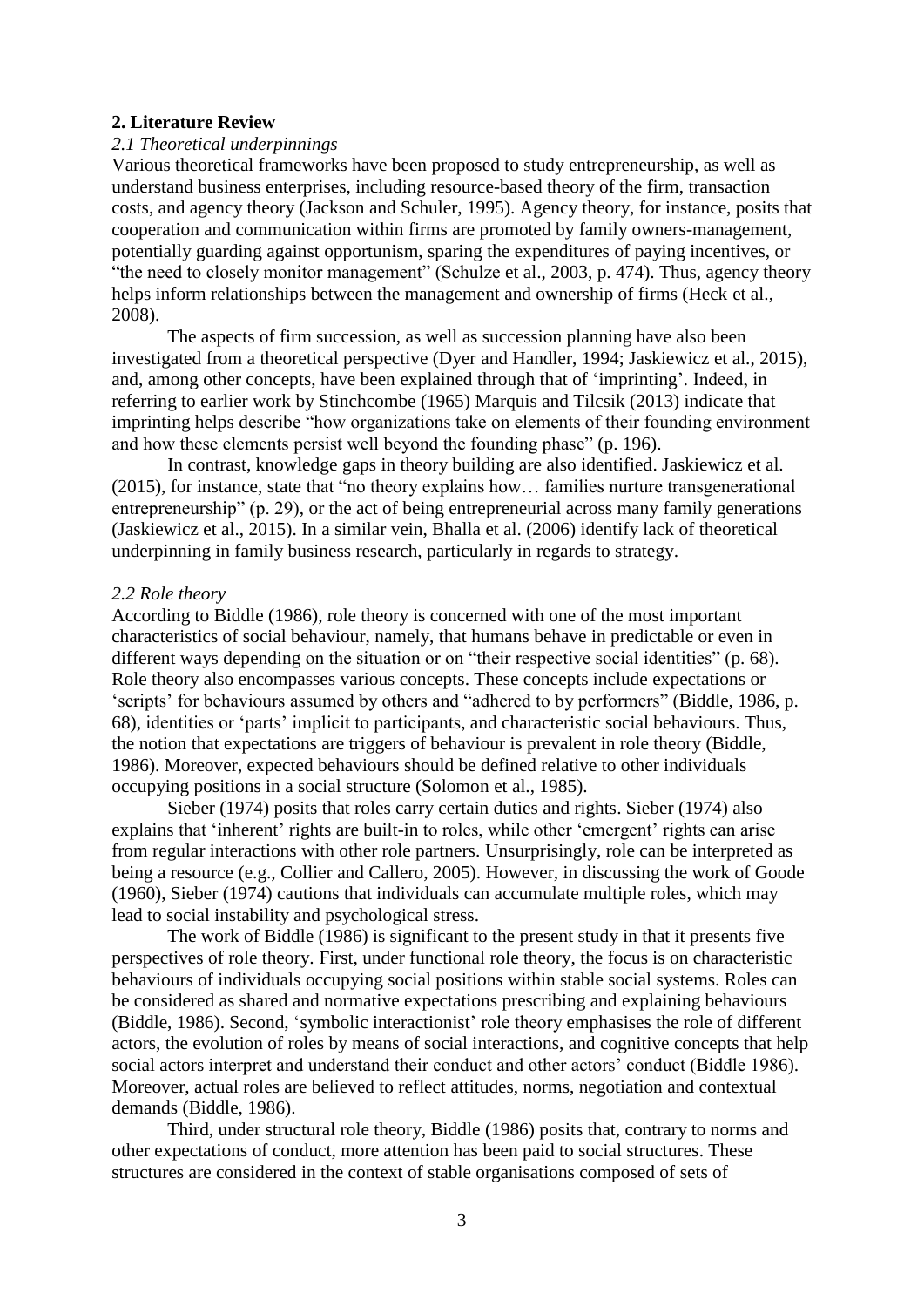## 2. Literature Review

### *2.1 Theoretical underpinnings*

Various theoretical frameworks have been proposed to study entrepreneurship, as well as understand business enterprises, including resource-based theory of the firm, transaction costs, and agency theory (Jackson and Schuler, 1995). Agency theory, for instance, posits that cooperation and communication within firms are promoted by family owners-management, potentially guarding against opportunism, sparing the expenditures of paying incentives, or "the need to closely monitor management" (Schulze et al., 2003, p. 474). Thus, agency theory helps inform relationships between the management and ownership of firms (Heck et al., 2008).

The aspects of firm succession, as well as succession planning have also been investigated from a theoretical perspective (Dyer and Handler, 1994; Jaskiewicz et al., 2015), and, among other concepts, have been explained through that of 'imprinting'. Indeed, in referring to earlier work by Stinchcombe (1965) Marquis and Tilcsik (2013) indicate that imprinting helps describe "how organizations take on elements of their founding environment and how these elements persist well beyond the founding phase" (p. 196).

In contrast, knowledge gaps in theory building are also identified. Jaskiewicz et al. (2015), for instance, state that "no theory explains how… families nurture transgenerational entrepreneurship" (p. 29), or the act of being entrepreneurial across many family generations (Jaskiewicz et al., 2015). In a similar vein, Bhalla et al. (2006) identify lack of theoretical underpinning in family business research, particularly in regards to strategy.

### *2.2 Role theory*

According to Biddle (1986), role theory is concerned with one of the most important characteristics of social behaviour, namely, that humans behave in predictable or even in different ways depending on the situation or on "their respective social identities" (p. 68). Role theory also encompasses various concepts. These concepts include expectations or 'scripts' for behaviours assumed by others and "adhered to by performers" (Biddle, 1986, p. 68), identities or 'parts' implicit to participants, and characteristic social behaviours. Thus, the notion that expectations are triggers of behaviour is prevalent in role theory (Biddle, 1986). Moreover, expected behaviours should be defined relative to other individuals occupying positions in a social structure (Solomon et al., 1985).

Sieber (1974) posits that roles carry certain duties and rights. Sieber (1974) also explains that 'inherent' rights are built-in to roles, while other 'emergent' rights can arise from regular interactions with other role partners. Unsurprisingly, role can be interpreted as being a resource (e.g., Collier and Callero, 2005). However, in discussing the work of Goode (1960), Sieber (1974) cautions that individuals can accumulate multiple roles, which may lead to social instability and psychological stress.

The work of Biddle (1986) is significant to the present study in that it presents five perspectives of role theory. First, under functional role theory, the focus is on characteristic behaviours of individuals occupying social positions within stable social systems. Roles can be considered as shared and normative expectations prescribing and explaining behaviours (Biddle, 1986). Second, 'symbolic interactionist' role theory emphasises the role of different actors, the evolution of roles by means of social interactions, and cognitive concepts that help social actors interpret and understand their conduct and other actors' conduct (Biddle 1986). Moreover, actual roles are believed to reflect attitudes, norms, negotiation and contextual demands (Biddle, 1986).

Third, under structural role theory, Biddle (1986) posits that, contrary to norms and other expectations of conduct, more attention has been paid to social structures. These structures are considered in the context of stable organisations composed of sets of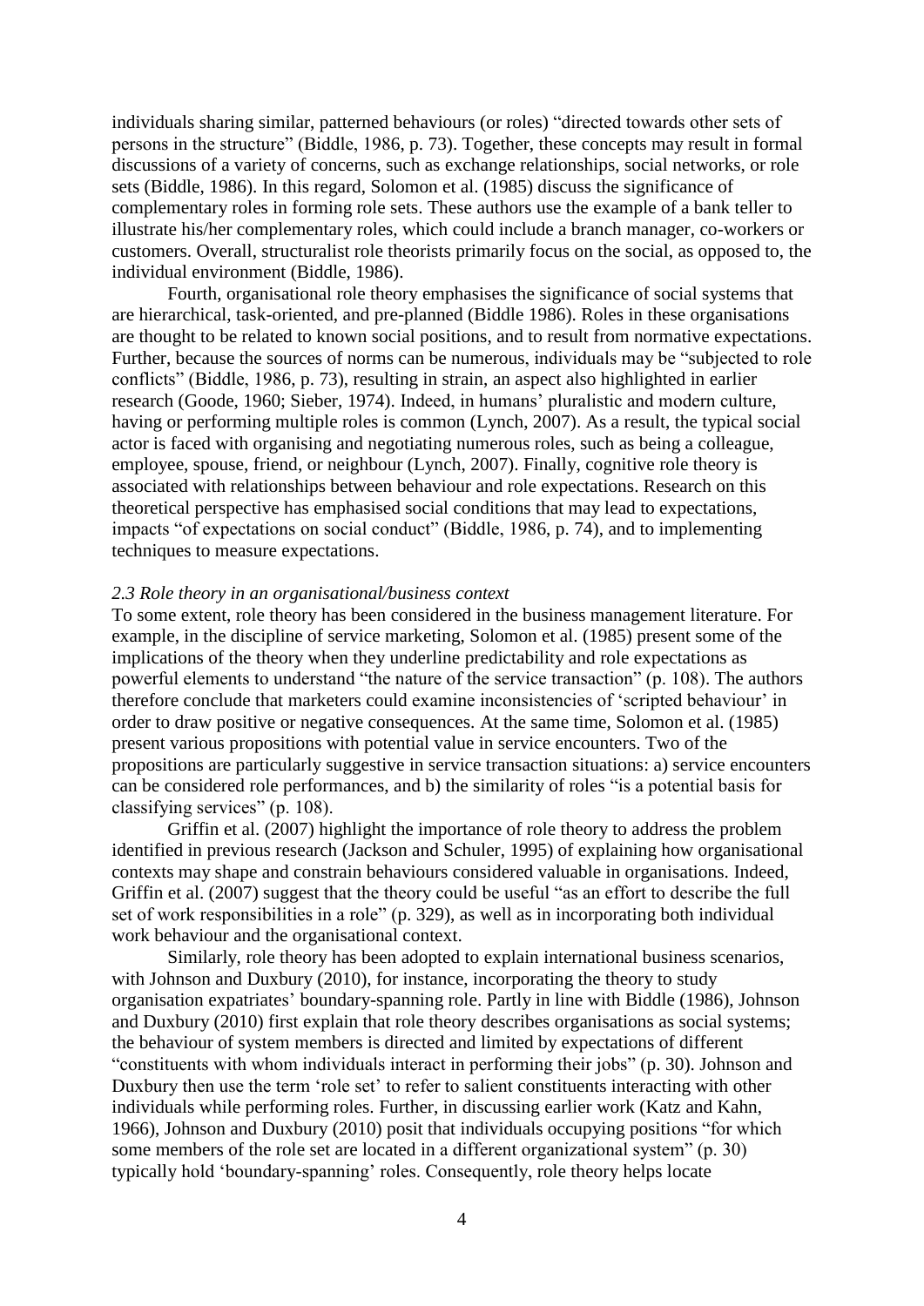individuals sharing similar, patterned behaviours (or roles) "directed towards other sets of persons in the structure" (Biddle, 1986, p. 73). Together, these concepts may result in formal discussions of a variety of concerns, such as exchange relationships, social networks, or role sets (Biddle, 1986). In this regard, Solomon et al. (1985) discuss the significance of complementary roles in forming role sets. These authors use the example of a bank teller to illustrate his/her complementary roles, which could include a branch manager, co-workers or customers. Overall, structuralist role theorists primarily focus on the social, as opposed to, the individual environment (Biddle, 1986).

Fourth, organisational role theory emphasises the significance of social systems that are hierarchical, task-oriented, and pre-planned (Biddle 1986). Roles in these organisations are thought to be related to known social positions, and to result from normative expectations. Further, because the sources of norms can be numerous, individuals may be "subjected to role conflicts" (Biddle, 1986, p. 73), resulting in strain, an aspect also highlighted in earlier research (Goode, 1960; Sieber, 1974). Indeed, in humans' pluralistic and modern culture, having or performing multiple roles is common (Lynch, 2007). As a result, the typical social actor is faced with organising and negotiating numerous roles, such as being a colleague, employee, spouse, friend, or neighbour (Lynch, 2007). Finally, cognitive role theory is associated with relationships between behaviour and role expectations. Research on this theoretical perspective has emphasised social conditions that may lead to expectations, impacts "of expectations on social conduct" (Biddle, 1986, p. 74), and to implementing techniques to measure expectations.

### *2.3 Role theory in an organisational/business context*

To some extent, role theory has been considered in the business management literature. For example, in the discipline of service marketing, Solomon et al. (1985) present some of the implications of the theory when they underline predictability and role expectations as powerful elements to understand "the nature of the service transaction" (p. 108). The authors therefore conclude that marketers could examine inconsistencies of 'scripted behaviour' in order to draw positive or negative consequences. At the same time, Solomon et al. (1985) present various propositions with potential value in service encounters. Two of the propositions are particularly suggestive in service transaction situations: a) service encounters can be considered role performances, and b) the similarity of roles "is a potential basis for classifying services" (p. 108).

Griffin et al. (2007) highlight the importance of role theory to address the problem identified in previous research (Jackson and Schuler, 1995) of explaining how organisational contexts may shape and constrain behaviours considered valuable in organisations. Indeed, Griffin et al. (2007) suggest that the theory could be useful "as an effort to describe the full set of work responsibilities in a role" (p. 329), as well as in incorporating both individual work behaviour and the organisational context.

Similarly, role theory has been adopted to explain international business scenarios, with Johnson and Duxbury (2010), for instance, incorporating the theory to study organisation expatriates' boundary-spanning role. Partly in line with Biddle (1986), Johnson and Duxbury (2010) first explain that role theory describes organisations as social systems; the behaviour of system members is directed and limited by expectations of different "constituents with whom individuals interact in performing their jobs" (p. 30). Johnson and Duxbury then use the term 'role set' to refer to salient constituents interacting with other individuals while performing roles. Further, in discussing earlier work (Katz and Kahn, 1966), Johnson and Duxbury (2010) posit that individuals occupying positions "for which some members of the role set are located in a different organizational system" (p. 30) typically hold 'boundary-spanning' roles. Consequently, role theory helps locate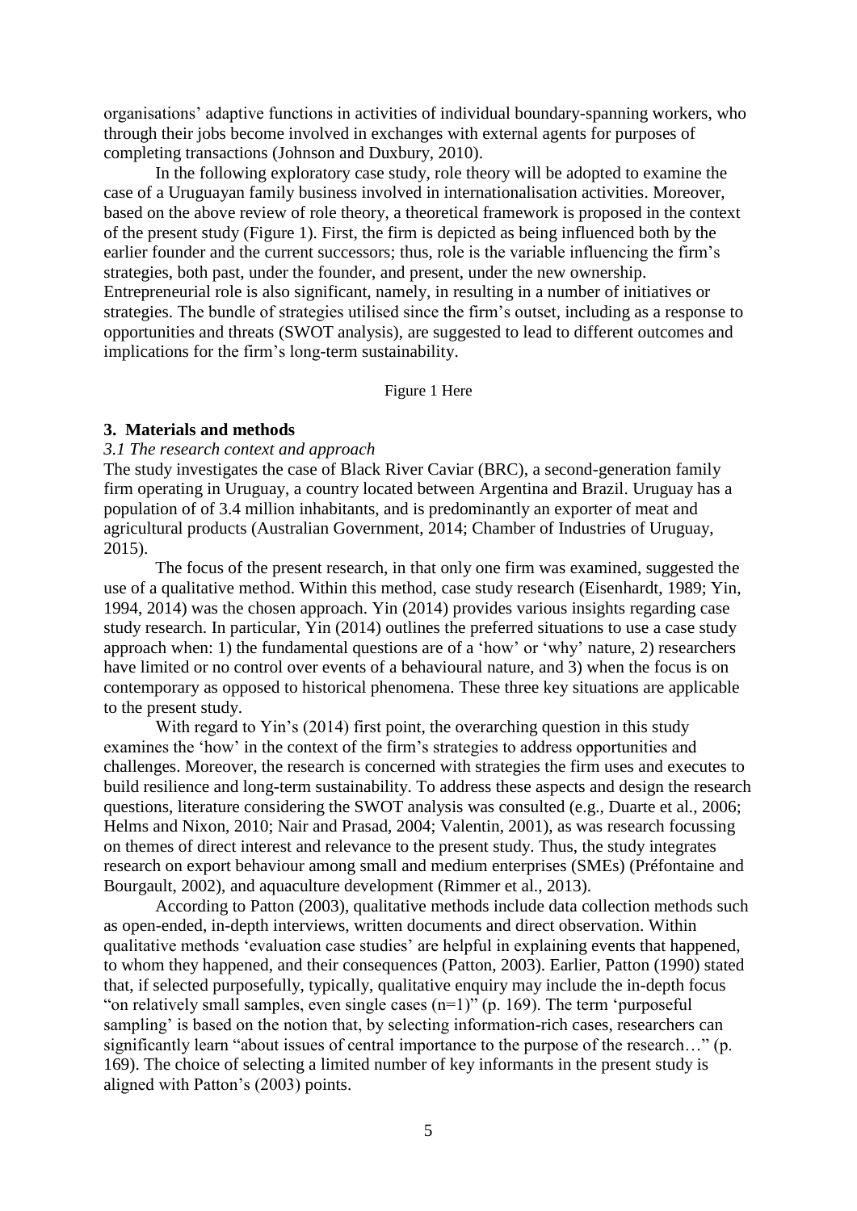organisations' adaptive functions in activities of individual boundary-spanning workers, who through their jobs become involved in exchanges with external agents for purposes of completing transactions (Johnson and Duxbury, 2010).

In the following exploratory case study, role theory will be adopted to examine the case of a Uruguayan family business involved in internationalisation activities. Moreover, based on the above review of role theory, a theoretical framework is proposed in the context of the present study (Figure 1). First, the firm is depicted as being influenced both by the earlier founder and the current successors; thus, role is the variable influencing the firm's strategies, both past, under the founder, and present, under the new ownership. Entrepreneurial role is also significant, namely, in resulting in a number of initiatives or strategies. The bundle of strategies utilised since the firm's outset, including as a response to opportunities and threats (SWOT analysis), are suggested to lead to different outcomes and implications for the firm's long-term sustainability.

Figure 1 Here

## 3. Materials and methods

### *3.1 The research context and approach*

The study investigates the case of Black River Caviar (BRC), a second-generation family firm operating in Uruguay, a country located between Argentina and Brazil. Uruguay has a population of of 3.4 million inhabitants, and is predominantly an exporter of meat and agricultural products (Australian Government, 2014; Chamber of Industries of Uruguay, 2015).

The focus of the present research, in that only one firm was examined, suggested the use of a qualitative method. Within this method, case study research (Eisenhardt, 1989; Yin, 1994, 2014) was the chosen approach. Yin (2014) provides various insights regarding case study research. In particular, Yin (2014) outlines the preferred situations to use a case study approach when: 1) the fundamental questions are of a 'how' or 'why' nature, 2) researchers have limited or no control over events of a behavioural nature, and 3) when the focus is on contemporary as opposed to historical phenomena. These three key situations are applicable to the present study.

With regard to Yin's (2014) first point, the overarching question in this study examines the 'how' in the context of the firm's strategies to address opportunities and challenges. Moreover, the research is concerned with strategies the firm uses and executes to build resilience and long-term sustainability. To address these aspects and design the research questions, literature considering the SWOT analysis was consulted (e.g., Duarte et al., 2006; Helms and Nixon, 2010; Nair and Prasad, 2004; Valentin, 2001), as was research focussing on themes of direct interest and relevance to the present study. Thus, the study integrates research on export behaviour among small and medium enterprises (SMEs) (Préfontaine and Bourgault, 2002), and aquaculture development (Rimmer et al., 2013).

According to Patton (2003), qualitative methods include data collection methods such as open-ended, in-depth interviews, written documents and direct observation. Within qualitative methods 'evaluation case studies' are helpful in explaining events that happened, to whom they happened, and their consequences (Patton, 2003). Earlier, Patton (1990) stated that, if selected purposefully, typically, qualitative enquiry may include the in-depth focus "on relatively small samples, even single cases (n=1)" (p. 169). The term 'purposeful sampling' is based on the notion that, by selecting information-rich cases, researchers can significantly learn "about issues of central importance to the purpose of the research…" (p. 169). The choice of selecting a limited number of key informants in the present study is aligned with Patton's (2003) points.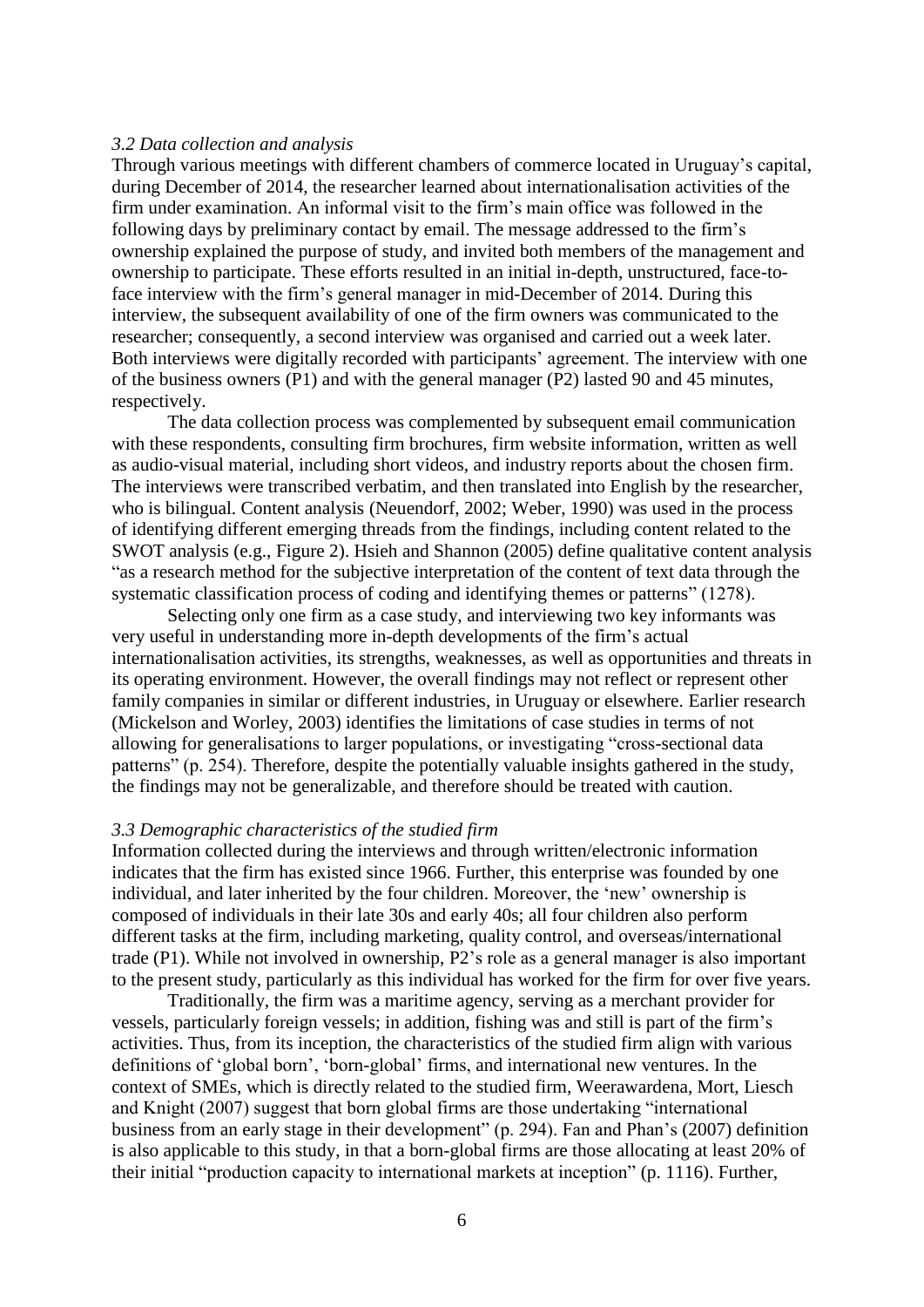### *3.2 Data collection and analysis*

Through various meetings with different chambers of commerce located in Uruguay's capital, during December of 2014, the researcher learned about internationalisation activities of the firm under examination. An informal visit to the firm's main office was followed in the following days by preliminary contact by email. The message addressed to the firm's ownership explained the purpose of study, and invited both members of the management and ownership to participate. These efforts resulted in an initial in-depth, unstructured, face-to-face interview with the firm's general manager in mid-December of 2014. During this interview, the subsequent availability of one of the firm owners was communicated to the researcher; consequently, a second interview was organised and carried out a week later. Both interviews were digitally recorded with participants' agreement. The interview with one of the business owners (P1) and with the general manager (P2) lasted 90 and 45 minutes, respectively.

The data collection process was complemented by subsequent email communication with these respondents, consulting firm brochures, firm website information, written as well as audio-visual material, including short videos, and industry reports about the chosen firm. The interviews were transcribed verbatim, and then translated into English by the researcher, who is bilingual. Content analysis (Neuendorf, 2002; Weber, 1990) was used in the process of identifying different emerging threads from the findings, including content related to the SWOT analysis (e.g., Figure 2). Hsieh and Shannon (2005) define qualitative content analysis "as a research method for the subjective interpretation of the content of text data through the systematic classification process of coding and identifying themes or patterns" (1278).

Selecting only one firm as a case study, and interviewing two key informants was very useful in understanding more in-depth developments of the firm's actual internationalisation activities, its strengths, weaknesses, as well as opportunities and threats in its operating environment. However, the overall findings may not reflect or represent other family companies in similar or different industries, in Uruguay or elsewhere. Earlier research (Mickelson and Worley, 2003) identifies the limitations of case studies in terms of not allowing for generalisations to larger populations, or investigating "cross-sectional data patterns" (p. 254). Therefore, despite the potentially valuable insights gathered in the study, the findings may not be generalizable, and therefore should be treated with caution.

### *3.3 Demographic characteristics of the studied firm*

Information collected during the interviews and through written/electronic information indicates that the firm has existed since 1966. Further, this enterprise was founded by one individual, and later inherited by the four children. Moreover, the 'new' ownership is composed of individuals in their late 30s and early 40s; all four children also perform different tasks at the firm, including marketing, quality control, and overseas/international trade (P1). While not involved in ownership, P2's role as a general manager is also important to the present study, particularly as this individual has worked for the firm for over five years.

Traditionally, the firm was a maritime agency, serving as a merchant provider for vessels, particularly foreign vessels; in addition, fishing was and still is part of the firm's activities. Thus, from its inception, the characteristics of the studied firm align with various definitions of 'global born', 'born-global' firms, and international new ventures. In the context of SMEs, which is directly related to the studied firm, Weerawardena, Mort, Liesch and Knight (2007) suggest that born global firms are those undertaking "international business from an early stage in their development" (p. 294). Fan and Phan's (2007) definition is also applicable to this study, in that a born-global firms are those allocating at least 20% of their initial "production capacity to international markets at inception" (p. 1116). Further,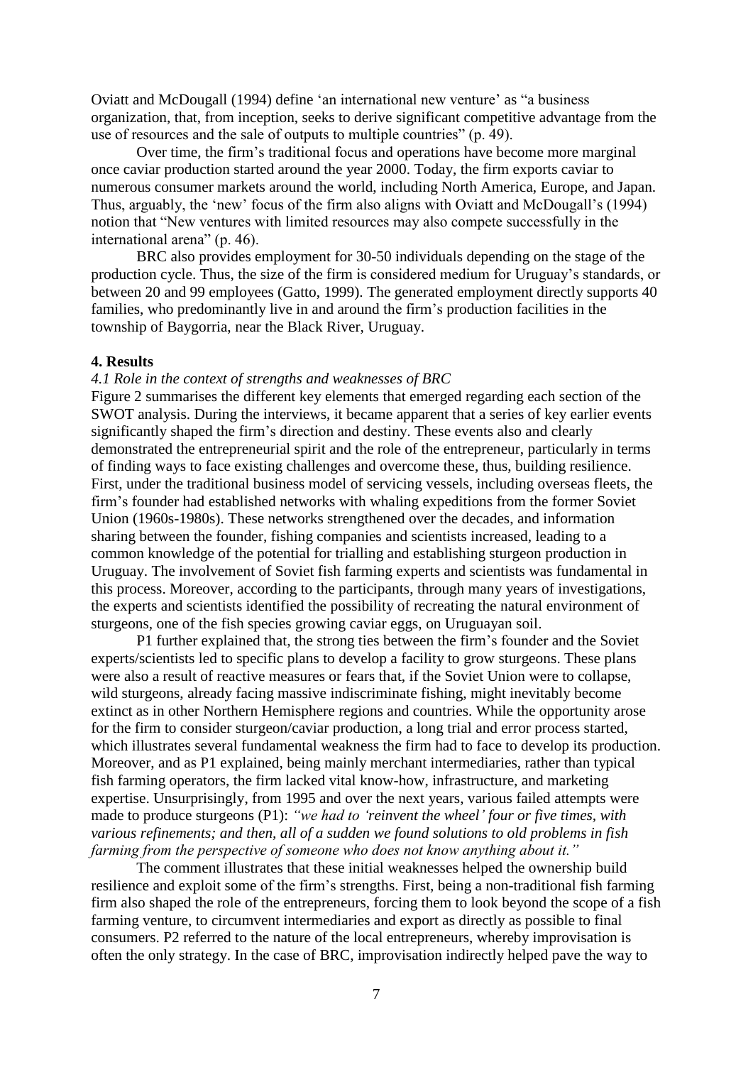Oviatt and McDougall (1994) define 'an international new venture' as "a business organization, that, from inception, seeks to derive significant competitive advantage from the use of resources and the sale of outputs to multiple countries" (p. 49).

Over time, the firm's traditional focus and operations have become more marginal once caviar production started around the year 2000. Today, the firm exports caviar to numerous consumer markets around the world, including North America, Europe, and Japan. Thus, arguably, the 'new' focus of the firm also aligns with Oviatt and McDougall's (1994) notion that "New ventures with limited resources may also compete successfully in the international arena" (p. 46).

BRC also provides employment for 30-50 individuals depending on the stage of the production cycle. Thus, the size of the firm is considered medium for Uruguay's standards, or between 20 and 99 employees (Gatto, 1999). The generated employment directly supports 40 families, who predominantly live in and around the firm's production facilities in the township of Baygorria, near the Black River, Uruguay.

## 4. Results

### *4.1 Role in the context of strengths and weaknesses of BRC*

Figure 2 summarises the different key elements that emerged regarding each section of the SWOT analysis. During the interviews, it became apparent that a series of key earlier events significantly shaped the firm's direction and destiny. These events also and clearly demonstrated the entrepreneurial spirit and the role of the entrepreneur, particularly in terms of finding ways to face existing challenges and overcome these, thus, building resilience. First, under the traditional business model of servicing vessels, including overseas fleets, the firm's founder had established networks with whaling expeditions from the former Soviet Union (1960s-1980s). These networks strengthened over the decades, and information sharing between the founder, fishing companies and scientists increased, leading to a common knowledge of the potential for trialling and establishing sturgeon production in Uruguay. The involvement of Soviet fish farming experts and scientists was fundamental in this process. Moreover, according to the participants, through many years of investigations, the experts and scientists identified the possibility of recreating the natural environment of sturgeons, one of the fish species growing caviar eggs, on Uruguayan soil.

P1 further explained that, the strong ties between the firm's founder and the Soviet experts/scientists led to specific plans to develop a facility to grow sturgeons. These plans were also a result of reactive measures or fears that, if the Soviet Union were to collapse, wild sturgeons, already facing massive indiscriminate fishing, might inevitably become extinct as in other Northern Hemisphere regions and countries. While the opportunity arose for the firm to consider sturgeon/caviar production, a long trial and error process started, which illustrates several fundamental weakness the firm had to face to develop its production. Moreover, and as P1 explained, being mainly merchant intermediaries, rather than typical fish farming operators, the firm lacked vital know-how, infrastructure, and marketing expertise. Unsurprisingly, from 1995 and over the next years, various failed attempts were made to produce sturgeons (P1): *"we had to 'reinvent the wheel' four or five times, with various refinements; and then, all of a sudden we found solutions to old problems in fish farming from the perspective of someone who does not know anything about it."*

The comment illustrates that these initial weaknesses helped the ownership build resilience and exploit some of the firm's strengths. First, being a non-traditional fish farming firm also shaped the role of the entrepreneurs, forcing them to look beyond the scope of a fish farming venture, to circumvent intermediaries and export as directly as possible to final consumers. P2 referred to the nature of the local entrepreneurs, whereby improvisation is often the only strategy. In the case of BRC, improvisation indirectly helped pave the way to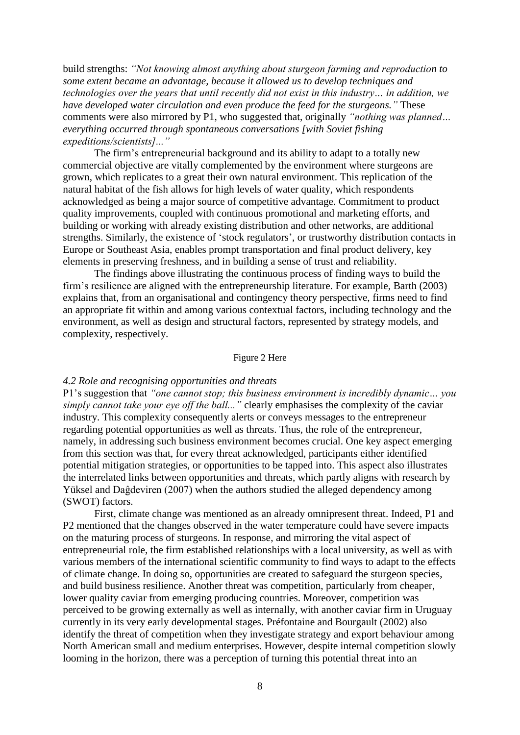build strengths: *"Not knowing almost anything about sturgeon farming and reproduction to some extent became an advantage, because it allowed us to develop techniques and technologies over the years that until recently did not exist in this industry… in addition, we have developed water circulation and even produce the feed for the sturgeons."* These comments were also mirrored by P1, who suggested that, originally *"nothing was planned… everything occurred through spontaneous conversations [with Soviet fishing expeditions/scientists]..."*

The firm's entrepreneurial background and its ability to adapt to a totally new commercial objective are vitally complemented by the environment where sturgeons are grown, which replicates to a great their own natural environment. This replication of the natural habitat of the fish allows for high levels of water quality, which respondents acknowledged as being a major source of competitive advantage. Commitment to product quality improvements, coupled with continuous promotional and marketing efforts, and building or working with already existing distribution and other networks, are additional strengths. Similarly, the existence of 'stock regulators', or trustworthy distribution contacts in Europe or Southeast Asia, enables prompt transportation and final product delivery, key elements in preserving freshness, and in building a sense of trust and reliability.

The findings above illustrating the continuous process of finding ways to build the firm's resilience are aligned with the entrepreneurship literature. For example, Barth (2003) explains that, from an organisational and contingency theory perspective, firms need to find an appropriate fit within and among various contextual factors, including technology and the environment, as well as design and structural factors, represented by strategy models, and complexity, respectively.

Figure 2 Here

### *4.2 Role and recognising opportunities and threats*

P1's suggestion that *"one cannot stop; this business environment is incredibly dynamic… you simply cannot take your eye off the ball..."* clearly emphasises the complexity of the caviar industry. This complexity consequently alerts or conveys messages to the entrepreneur regarding potential opportunities as well as threats. Thus, the role of the entrepreneur, namely, in addressing such business environment becomes crucial. One key aspect emerging from this section was that, for every threat acknowledged, participants either identified potential mitigation strategies, or opportunities to be tapped into. This aspect also illustrates the interrelated links between opportunities and threats, which partly aligns with research by Yüksel and Daĝdeviren (2007) when the authors studied the alleged dependency among (SWOT) factors.

First, climate change was mentioned as an already omnipresent threat. Indeed, P1 and P2 mentioned that the changes observed in the water temperature could have severe impacts on the maturing process of sturgeons. In response, and mirroring the vital aspect of entrepreneurial role, the firm established relationships with a local university, as well as with various members of the international scientific community to find ways to adapt to the effects of climate change. In doing so, opportunities are created to safeguard the sturgeon species, and build business resilience. Another threat was competition, particularly from cheaper, lower quality caviar from emerging producing countries. Moreover, competition was perceived to be growing externally as well as internally, with another caviar firm in Uruguay currently in its very early developmental stages. Préfontaine and Bourgault (2002) also identify the threat of competition when they investigate strategy and export behaviour among North American small and medium enterprises. However, despite internal competition slowly looming in the horizon, there was a perception of turning this potential threat into an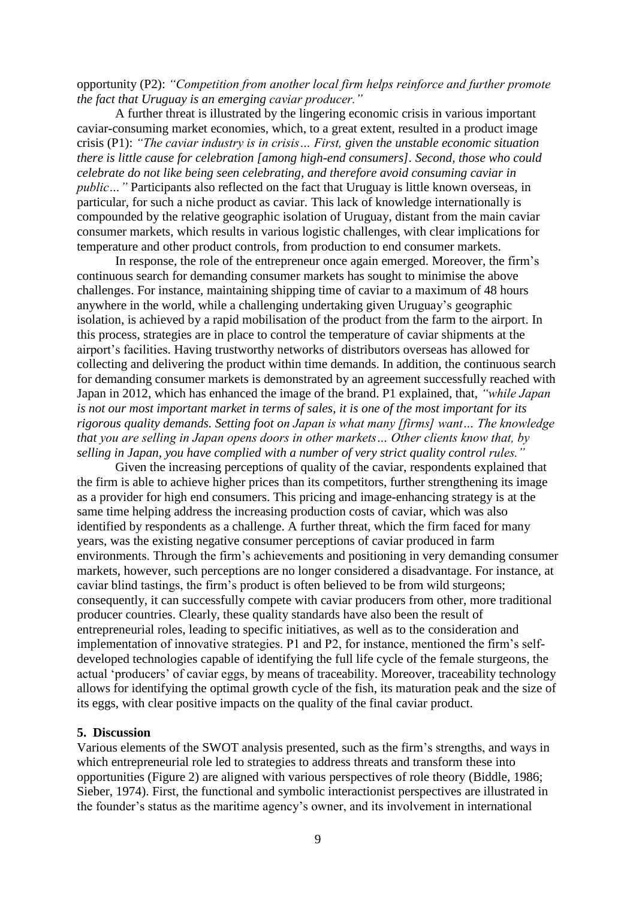opportunity (P2): *"Competition from another local firm helps reinforce and further promote the fact that Uruguay is an emerging caviar producer."*

A further threat is illustrated by the lingering economic crisis in various important caviar-consuming market economies, which, to a great extent, resulted in a product image crisis (P1): *"The caviar industry is in crisis… First, given the unstable economic situation there is little cause for celebration [among high-end consumers]. Second, those who could celebrate do not like being seen celebrating, and therefore avoid consuming caviar in public…"* Participants also reflected on the fact that Uruguay is little known overseas, in particular, for such a niche product as caviar. This lack of knowledge internationally is compounded by the relative geographic isolation of Uruguay, distant from the main caviar consumer markets, which results in various logistic challenges, with clear implications for temperature and other product controls, from production to end consumer markets.

In response, the role of the entrepreneur once again emerged. Moreover, the firm's continuous search for demanding consumer markets has sought to minimise the above challenges. For instance, maintaining shipping time of caviar to a maximum of 48 hours anywhere in the world, while a challenging undertaking given Uruguay's geographic isolation, is achieved by a rapid mobilisation of the product from the farm to the airport. In this process, strategies are in place to control the temperature of caviar shipments at the airport's facilities. Having trustworthy networks of distributors overseas has allowed for collecting and delivering the product within time demands. In addition, the continuous search for demanding consumer markets is demonstrated by an agreement successfully reached with Japan in 2012, which has enhanced the image of the brand. P1 explained, that, *"while Japan is not our most important market in terms of sales, it is one of the most important for its rigorous quality demands. Setting foot on Japan is what many [firms] want… The knowledge that you are selling in Japan opens doors in other markets… Other clients know that, by selling in Japan, you have complied with a number of very strict quality control rules."*

Given the increasing perceptions of quality of the caviar, respondents explained that the firm is able to achieve higher prices than its competitors, further strengthening its image as a provider for high end consumers. This pricing and image-enhancing strategy is at the same time helping address the increasing production costs of caviar, which was also identified by respondents as a challenge. A further threat, which the firm faced for many years, was the existing negative consumer perceptions of caviar produced in farm environments. Through the firm's achievements and positioning in very demanding consumer markets, however, such perceptions are no longer considered a disadvantage. For instance, at caviar blind tastings, the firm's product is often believed to be from wild sturgeons; consequently, it can successfully compete with caviar producers from other, more traditional producer countries. Clearly, these quality standards have also been the result of entrepreneurial roles, leading to specific initiatives, as well as to the consideration and implementation of innovative strategies. P1 and P2, for instance, mentioned the firm's self-developed technologies capable of identifying the full life cycle of the female sturgeons, the actual 'producers' of caviar eggs, by means of traceability. Moreover, traceability technology allows for identifying the optimal growth cycle of the fish, its maturation peak and the size of its eggs, with clear positive impacts on the quality of the final caviar product.

## 5. Discussion

Various elements of the SWOT analysis presented, such as the firm's strengths, and ways in which entrepreneurial role led to strategies to address threats and transform these into opportunities (Figure 2) are aligned with various perspectives of role theory (Biddle, 1986; Sieber, 1974). First, the functional and symbolic interactionist perspectives are illustrated in the founder's status as the maritime agency's owner, and its involvement in international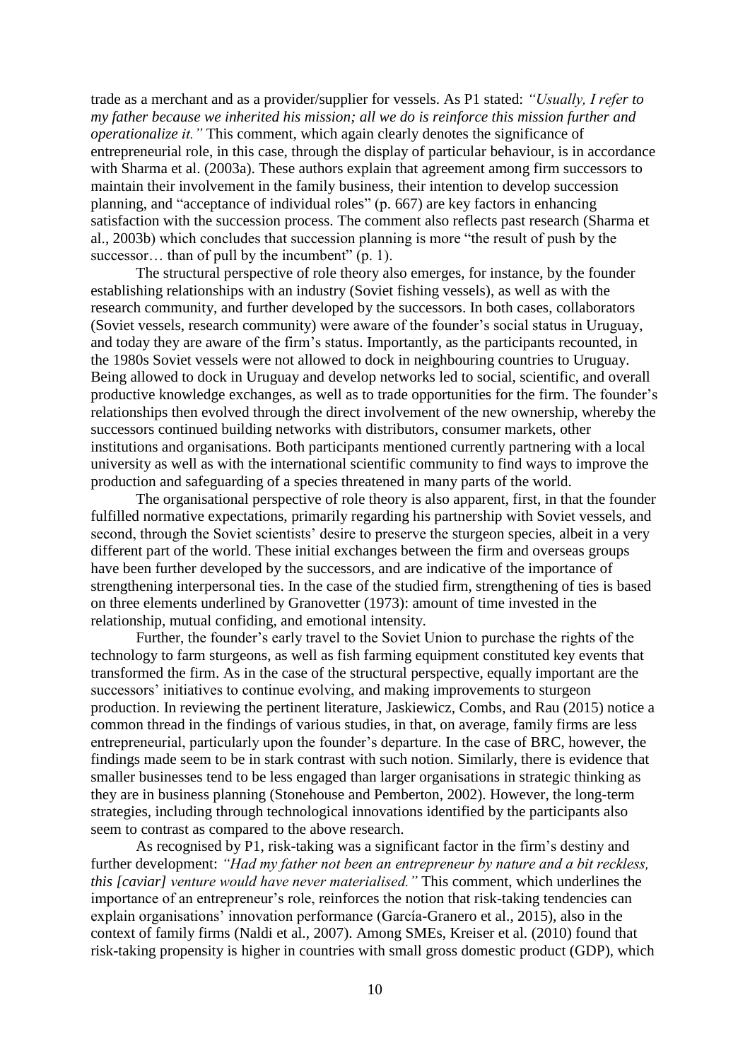trade as a merchant and as a provider/supplier for vessels. As P1 stated: *"Usually, I refer to my father because we inherited his mission; all we do is reinforce this mission further and operationalize it."* This comment, which again clearly denotes the significance of entrepreneurial role, in this case, through the display of particular behaviour, is in accordance with Sharma et al. (2003a). These authors explain that agreement among firm successors to maintain their involvement in the family business, their intention to develop succession planning, and "acceptance of individual roles" (p. 667) are key factors in enhancing satisfaction with the succession process. The comment also reflects past research (Sharma et al., 2003b) which concludes that succession planning is more "the result of push by the successor… than of pull by the incumbent" (p. 1).

The structural perspective of role theory also emerges, for instance, by the founder establishing relationships with an industry (Soviet fishing vessels), as well as with the research community, and further developed by the successors. In both cases, collaborators (Soviet vessels, research community) were aware of the founder's social status in Uruguay, and today they are aware of the firm's status. Importantly, as the participants recounted, in the 1980s Soviet vessels were not allowed to dock in neighbouring countries to Uruguay. Being allowed to dock in Uruguay and develop networks led to social, scientific, and overall productive knowledge exchanges, as well as to trade opportunities for the firm. The founder's relationships then evolved through the direct involvement of the new ownership, whereby the successors continued building networks with distributors, consumer markets, other institutions and organisations. Both participants mentioned currently partnering with a local university as well as with the international scientific community to find ways to improve the production and safeguarding of a species threatened in many parts of the world.

The organisational perspective of role theory is also apparent, first, in that the founder fulfilled normative expectations, primarily regarding his partnership with Soviet vessels, and second, through the Soviet scientists' desire to preserve the sturgeon species, albeit in a very different part of the world. These initial exchanges between the firm and overseas groups have been further developed by the successors, and are indicative of the importance of strengthening interpersonal ties. In the case of the studied firm, strengthening of ties is based on three elements underlined by Granovetter (1973): amount of time invested in the relationship, mutual confiding, and emotional intensity.

Further, the founder's early travel to the Soviet Union to purchase the rights of the technology to farm sturgeons, as well as fish farming equipment constituted key events that transformed the firm. As in the case of the structural perspective, equally important are the successors' initiatives to continue evolving, and making improvements to sturgeon production. In reviewing the pertinent literature, Jaskiewicz, Combs, and Rau (2015) notice a common thread in the findings of various studies, in that, on average, family firms are less entrepreneurial, particularly upon the founder's departure. In the case of BRC, however, the findings made seem to be in stark contrast with such notion. Similarly, there is evidence that smaller businesses tend to be less engaged than larger organisations in strategic thinking as they are in business planning (Stonehouse and Pemberton, 2002). However, the long-term strategies, including through technological innovations identified by the participants also seem to contrast as compared to the above research.

As recognised by P1, risk-taking was a significant factor in the firm's destiny and further development: *"Had my father not been an entrepreneur by nature and a bit reckless, this [caviar] venture would have never materialised."* This comment, which underlines the importance of an entrepreneur's role, reinforces the notion that risk-taking tendencies can explain organisations' innovation performance (García-Granero et al., 2015), also in the context of family firms (Naldi et al., 2007). Among SMEs, Kreiser et al. (2010) found that risk-taking propensity is higher in countries with small gross domestic product (GDP), which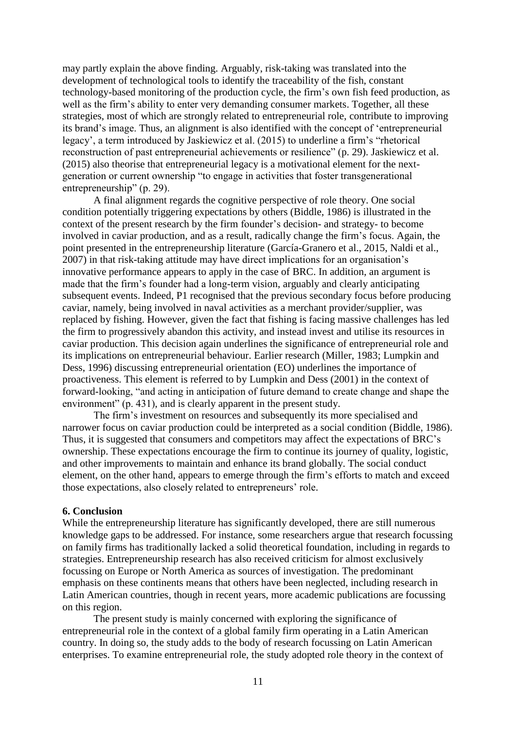may partly explain the above finding. Arguably, risk-taking was translated into the development of technological tools to identify the traceability of the fish, constant technology-based monitoring of the production cycle, the firm's own fish feed production, as well as the firm's ability to enter very demanding consumer markets. Together, all these strategies, most of which are strongly related to entrepreneurial role, contribute to improving its brand's image. Thus, an alignment is also identified with the concept of 'entrepreneurial legacy', a term introduced by Jaskiewicz et al. (2015) to underline a firm's "rhetorical reconstruction of past entrepreneurial achievements or resilience" (p. 29). Jaskiewicz et al. (2015) also theorise that entrepreneurial legacy is a motivational element for the next-generation or current ownership "to engage in activities that foster transgenerational entrepreneurship" (p. 29).

A final alignment regards the cognitive perspective of role theory. One social condition potentially triggering expectations by others (Biddle, 1986) is illustrated in the context of the present research by the firm founder's decision- and strategy- to become involved in caviar production, and as a result, radically change the firm's focus. Again, the point presented in the entrepreneurship literature (García-Granero et al., 2015, Naldi et al., 2007) in that risk-taking attitude may have direct implications for an organisation's innovative performance appears to apply in the case of BRC. In addition, an argument is made that the firm's founder had a long-term vision, arguably and clearly anticipating subsequent events. Indeed, P1 recognised that the previous secondary focus before producing caviar, namely, being involved in naval activities as a merchant provider/supplier, was replaced by fishing. However, given the fact that fishing is facing massive challenges has led the firm to progressively abandon this activity, and instead invest and utilise its resources in caviar production. This decision again underlines the significance of entrepreneurial role and its implications on entrepreneurial behaviour. Earlier research (Miller, 1983; Lumpkin and Dess, 1996) discussing entrepreneurial orientation (EO) underlines the importance of proactiveness. This element is referred to by Lumpkin and Dess (2001) in the context of forward-looking, "and acting in anticipation of future demand to create change and shape the environment" (p. 431), and is clearly apparent in the present study.

The firm's investment on resources and subsequently its more specialised and narrower focus on caviar production could be interpreted as a social condition (Biddle, 1986). Thus, it is suggested that consumers and competitors may affect the expectations of BRC's ownership. These expectations encourage the firm to continue its journey of quality, logistic, and other improvements to maintain and enhance its brand globally. The social conduct element, on the other hand, appears to emerge through the firm's efforts to match and exceed those expectations, also closely related to entrepreneurs' role.

## 6. Conclusion

While the entrepreneurship literature has significantly developed, there are still numerous knowledge gaps to be addressed. For instance, some researchers argue that research focussing on family firms has traditionally lacked a solid theoretical foundation, including in regards to strategies. Entrepreneurship research has also received criticism for almost exclusively focussing on Europe or North America as sources of investigation. The predominant emphasis on these continents means that others have been neglected, including research in Latin American countries, though in recent years, more academic publications are focussing on this region.

The present study is mainly concerned with exploring the significance of entrepreneurial role in the context of a global family firm operating in a Latin American country. In doing so, the study adds to the body of research focussing on Latin American enterprises. To examine entrepreneurial role, the study adopted role theory in the context of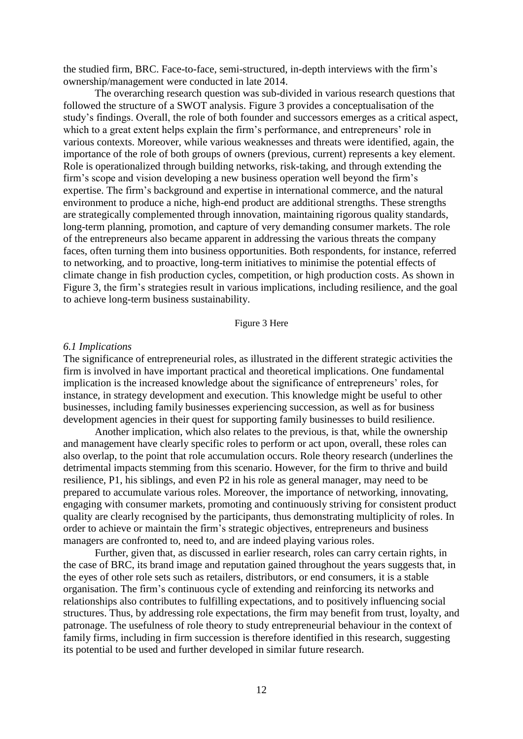the studied firm, BRC. Face-to-face, semi-structured, in-depth interviews with the firm's ownership/management were conducted in late 2014.

The overarching research question was sub-divided in various research questions that followed the structure of a SWOT analysis. Figure 3 provides a conceptualisation of the study's findings. Overall, the role of both founder and successors emerges as a critical aspect, which to a great extent helps explain the firm's performance, and entrepreneurs' role in various contexts. Moreover, while various weaknesses and threats were identified, again, the importance of the role of both groups of owners (previous, current) represents a key element. Role is operationalized through building networks, risk-taking, and through extending the firm's scope and vision developing a new business operation well beyond the firm's expertise. The firm's background and expertise in international commerce, and the natural environment to produce a niche, high-end product are additional strengths. These strengths are strategically complemented through innovation, maintaining rigorous quality standards, long-term planning, promotion, and capture of very demanding consumer markets. The role of the entrepreneurs also became apparent in addressing the various threats the company faces, often turning them into business opportunities. Both respondents, for instance, referred to networking, and to proactive, long-term initiatives to minimise the potential effects of climate change in fish production cycles, competition, or high production costs. As shown in Figure 3, the firm's strategies result in various implications, including resilience, and the goal to achieve long-term business sustainability.

Figure 3 Here

### *6.1 Implications*

The significance of entrepreneurial roles, as illustrated in the different strategic activities the firm is involved in have important practical and theoretical implications. One fundamental implication is the increased knowledge about the significance of entrepreneurs' roles, for instance, in strategy development and execution. This knowledge might be useful to other businesses, including family businesses experiencing succession, as well as for business development agencies in their quest for supporting family businesses to build resilience.

Another implication, which also relates to the previous, is that, while the ownership and management have clearly specific roles to perform or act upon, overall, these roles can also overlap, to the point that role accumulation occurs. Role theory research (underlines the detrimental impacts stemming from this scenario. However, for the firm to thrive and build resilience, P1, his siblings, and even P2 in his role as general manager, may need to be prepared to accumulate various roles. Moreover, the importance of networking, innovating, engaging with consumer markets, promoting and continuously striving for consistent product quality are clearly recognised by the participants, thus demonstrating multiplicity of roles. In order to achieve or maintain the firm's strategic objectives, entrepreneurs and business managers are confronted to, need to, and are indeed playing various roles.

Further, given that, as discussed in earlier research, roles can carry certain rights, in the case of BRC, its brand image and reputation gained throughout the years suggests that, in the eyes of other role sets such as retailers, distributors, or end consumers, it is a stable organisation. The firm's continuous cycle of extending and reinforcing its networks and relationships also contributes to fulfilling expectations, and to positively influencing social structures. Thus, by addressing role expectations, the firm may benefit from trust, loyalty, and patronage. The usefulness of role theory to study entrepreneurial behaviour in the context of family firms, including in firm succession is therefore identified in this research, suggesting its potential to be used and further developed in similar future research.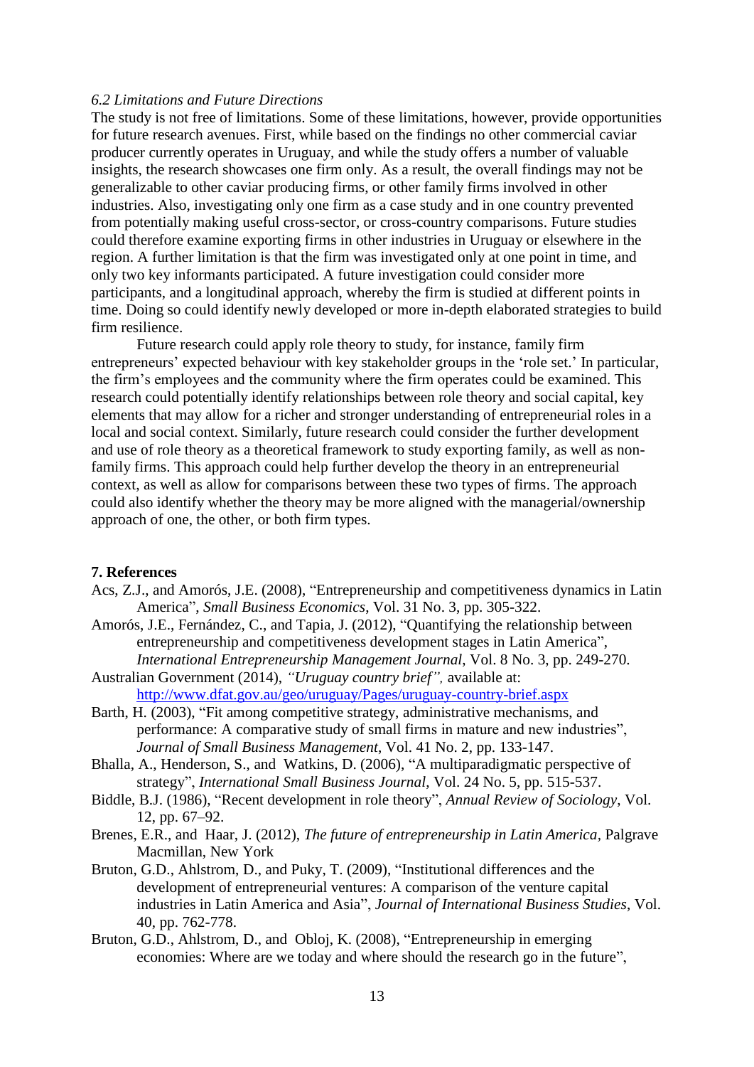### *6.2 Limitations and Future Directions*

The study is not free of limitations. Some of these limitations, however, provide opportunities for future research avenues. First, while based on the findings no other commercial caviar producer currently operates in Uruguay, and while the study offers a number of valuable insights, the research showcases one firm only. As a result, the overall findings may not be generalizable to other caviar producing firms, or other family firms involved in other industries. Also, investigating only one firm as a case study and in one country prevented from potentially making useful cross-sector, or cross-country comparisons. Future studies could therefore examine exporting firms in other industries in Uruguay or elsewhere in the region. A further limitation is that the firm was investigated only at one point in time, and only two key informants participated. A future investigation could consider more participants, and a longitudinal approach, whereby the firm is studied at different points in time. Doing so could identify newly developed or more in-depth elaborated strategies to build firm resilience.

Future research could apply role theory to study, for instance, family firm entrepreneurs' expected behaviour with key stakeholder groups in the 'role set.' In particular, the firm's employees and the community where the firm operates could be examined. This research could potentially identify relationships between role theory and social capital, key elements that may allow for a richer and stronger understanding of entrepreneurial roles in a local and social context. Similarly, future research could consider the further development and use of role theory as a theoretical framework to study exporting family, as well as non-family firms. This approach could help further develop the theory in an entrepreneurial context, as well as allow for comparisons between these two types of firms. The approach could also identify whether the theory may be more aligned with the managerial/ownership approach of one, the other, or both firm types.

## 7. References

Acs, Z.J., and Amorós, J.E. (2008), "Entrepreneurship and competitiveness dynamics in Latin America", *Small Business Economics*, Vol. 31 No. 3, pp. 305-322.

Amorós, J.E., Fernández, C., and Tapia, J. (2012), "Quantifying the relationship between entrepreneurship and competitiveness development stages in Latin America", *International Entrepreneurship Management Journal*, Vol. 8 No. 3, pp. 249-270.

Australian Government (2014), *"Uruguay country brief"*, available at: http://www.dfat.gov.au/geo/uruguay/Pages/uruguay-country-brief.aspx

Barth, H. (2003), "Fit among competitive strategy, administrative mechanisms, and performance: A comparative study of small firms in mature and new industries", *Journal of Small Business Management*, Vol. 41 No. 2, pp. 133-147.

Bhalla, A., Henderson, S., and Watkins, D. (2006), "A multiparadigmatic perspective of strategy", *International Small Business Journal*, Vol. 24 No. 5, pp. 515-537.

Biddle, B.J. (1986), "Recent development in role theory", *Annual Review of Sociology*, Vol. 12, pp. 67–92.

Brenes, E.R., and Haar, J. (2012), *The future of entrepreneurship in Latin America*, Palgrave Macmillan, New York

Bruton, G.D., Ahlstrom, D., and Puky, T. (2009), "Institutional differences and the development of entrepreneurial ventures: A comparison of the venture capital industries in Latin America and Asia", *Journal of International Business Studies*, Vol. 40, pp. 762-778.

Bruton, G.D., Ahlstrom, D., and Obloj, K. (2008), "Entrepreneurship in emerging economies: Where are we today and where should the research go in the future",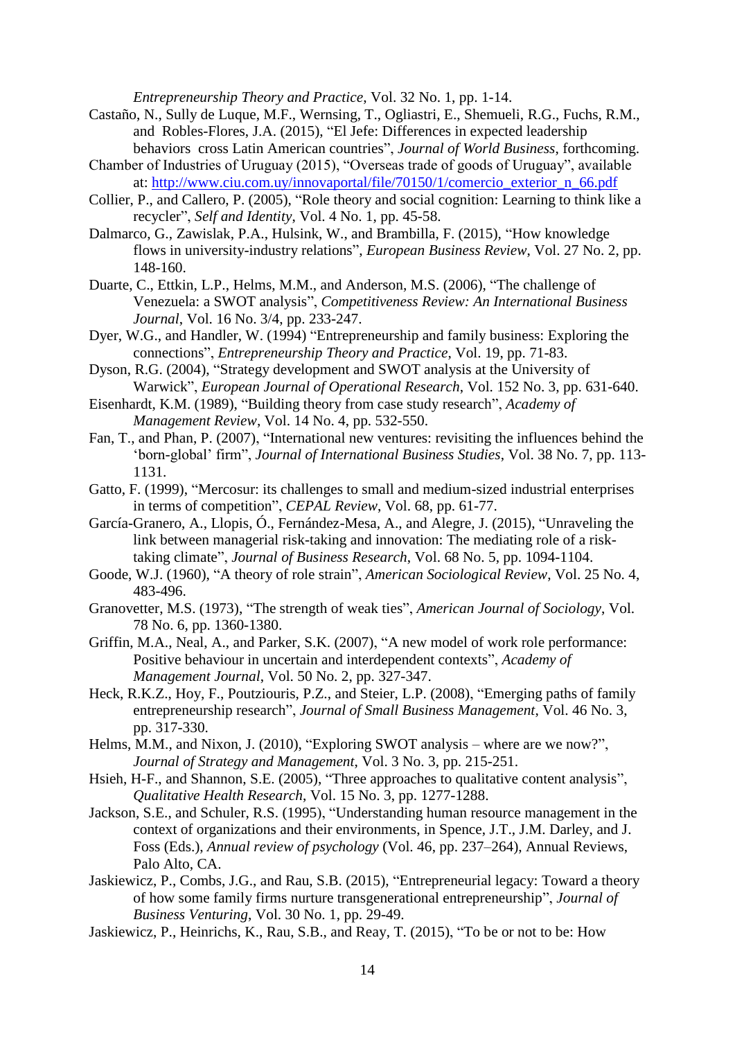*Entrepreneurship Theory and Practice*, Vol. 32 No. 1, pp. 1-14.

Castaño, N., Sully de Luque, M.F., Wernsing, T., Ogliastri, E., Shemueli, R.G., Fuchs, R.M., and Robles-Flores, J.A. (2015), "El Jefe: Differences in expected leadership behaviors cross Latin American countries", *Journal of World Business*, forthcoming.

Chamber of Industries of Uruguay (2015), "Overseas trade of goods of Uruguay", available at: http://www.ciu.com.uy/innovaportal/file/70150/1/comercio_exterior_n_66.pdf

Collier, P., and Callero, P. (2005), "Role theory and social cognition: Learning to think like a recycler", *Self and Identity*, Vol. 4 No. 1, pp. 45-58.

Dalmarco, G., Zawislak, P.A., Hulsink, W., and Brambilla, F. (2015), "How knowledge flows in university-industry relations", *European Business Review*, Vol. 27 No. 2, pp. 148-160.

Duarte, C., Ettkin, L.P., Helms, M.M., and Anderson, M.S. (2006), "The challenge of Venezuela: a SWOT analysis", *Competitiveness Review: An International Business Journal*, Vol. 16 No. 3/4, pp. 233-247.

Dyer, W.G., and Handler, W. (1994) "Entrepreneurship and family business: Exploring the connections", *Entrepreneurship Theory and Practice*, Vol. 19, pp. 71-83.

Dyson, R.G. (2004), "Strategy development and SWOT analysis at the University of Warwick", *European Journal of Operational Research*, Vol. 152 No. 3, pp. 631-640.

Eisenhardt, K.M. (1989), "Building theory from case study research", *Academy of Management Review*, Vol. 14 No. 4, pp. 532-550.

Fan, T., and Phan, P. (2007), "International new ventures: revisiting the influences behind the 'born-global' firm", *Journal of International Business Studies*, Vol. 38 No. 7, pp. 113-1131.

Gatto, F. (1999), "Mercosur: its challenges to small and medium-sized industrial enterprises in terms of competition", *CEPAL Review*, Vol. 68, pp. 61-77.

García-Granero, A., Llopis, Ó., Fernández-Mesa, A., and Alegre, J. (2015), "Unraveling the link between managerial risk-taking and innovation: The mediating role of a risk-taking climate", *Journal of Business Research*, Vol. 68 No. 5, pp. 1094-1104.

Goode, W.J. (1960), "A theory of role strain", *American Sociological Review*, Vol. 25 No. 4, 483-496.

Granovetter, M.S. (1973), "The strength of weak ties", *American Journal of Sociology*, Vol. 78 No. 6, pp. 1360-1380.

Griffin, M.A., Neal, A., and Parker, S.K. (2007), "A new model of work role performance: Positive behaviour in uncertain and interdependent contexts", *Academy of Management Journal*, Vol. 50 No. 2, pp. 327-347.

Heck, R.K.Z., Hoy, F., Poutziouris, P.Z., and Steier, L.P. (2008), "Emerging paths of family entrepreneurship research", *Journal of Small Business Management*, Vol. 46 No. 3, pp. 317-330.

Helms, M.M., and Nixon, J. (2010), "Exploring SWOT analysis – where are we now?", *Journal of Strategy and Management*, Vol. 3 No. 3, pp. 215-251.

Hsieh, H-F., and Shannon, S.E. (2005), "Three approaches to qualitative content analysis", *Qualitative Health Research*, Vol. 15 No. 3, pp. 1277-1288.

Jackson, S.E., and Schuler, R.S. (1995), "Understanding human resource management in the context of organizations and their environments, in Spence, J.T., J.M. Darley, and J. Foss (Eds.), *Annual review of psychology* (Vol. 46, pp. 237–264), Annual Reviews, Palo Alto, CA.

Jaskiewicz, P., Combs, J.G., and Rau, S.B. (2015), "Entrepreneurial legacy: Toward a theory of how some family firms nurture transgenerational entrepreneurship", *Journal of Business Venturing*, Vol. 30 No. 1, pp. 29-49.

Jaskiewicz, P., Heinrichs, K., Rau, S.B., and Reay, T. (2015), "To be or not to be: How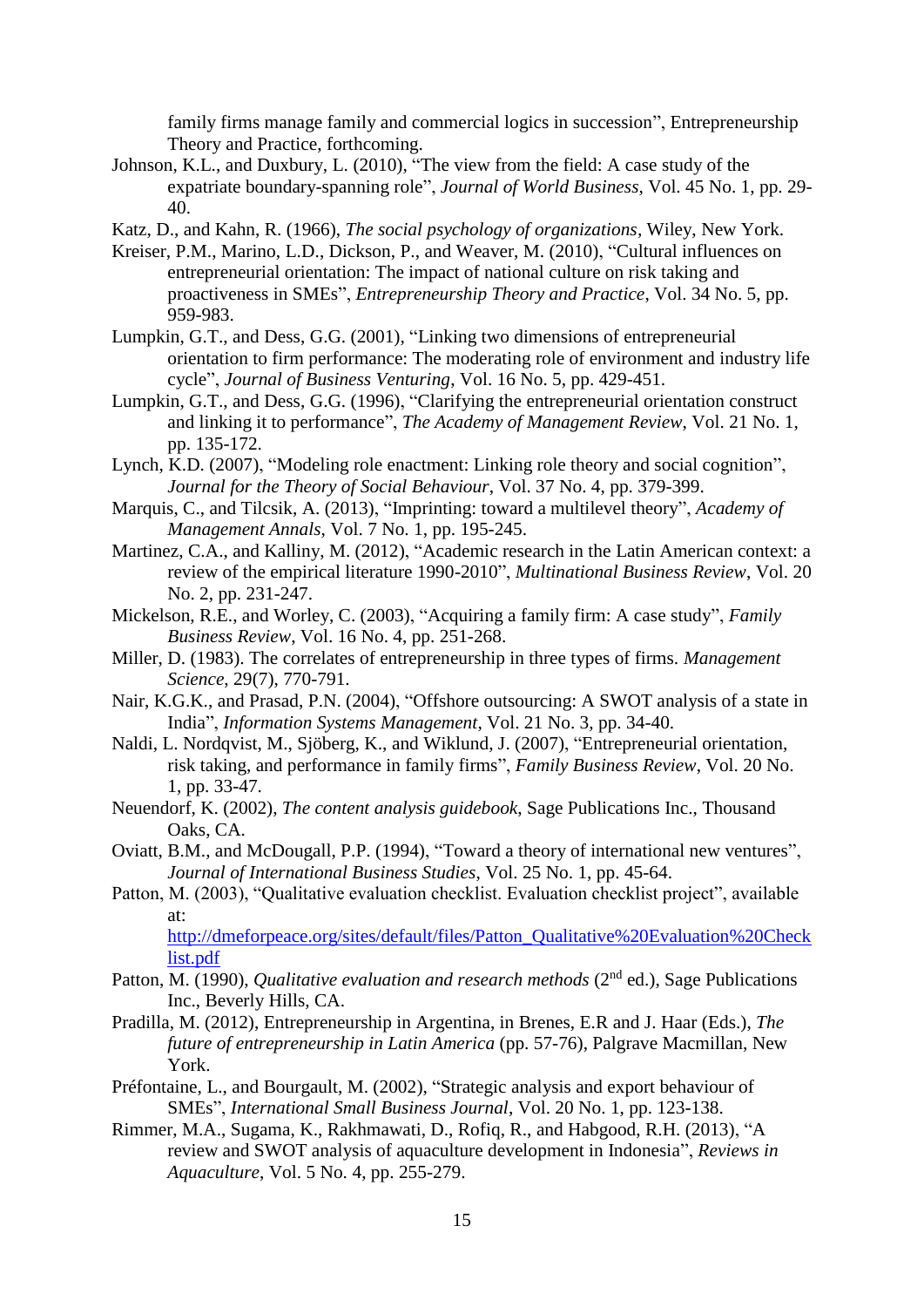family firms manage family and commercial logics in succession", Entrepreneurship Theory and Practice, forthcoming.

Johnson, K.L., and Duxbury, L. (2010), "The view from the field: A case study of the expatriate boundary-spanning role", *Journal of World Business*, Vol. 45 No. 1, pp. 29-40.

Katz, D., and Kahn, R. (1966), *The social psychology of organizations*, Wiley, New York.

Kreiser, P.M., Marino, L.D., Dickson, P., and Weaver, M. (2010), "Cultural influences on entrepreneurial orientation: The impact of national culture on risk taking and proactiveness in SMEs", *Entrepreneurship Theory and Practice*, Vol. 34 No. 5, pp. 959-983.

Lumpkin, G.T., and Dess, G.G. (2001), "Linking two dimensions of entrepreneurial orientation to firm performance: The moderating role of environment and industry life cycle", *Journal of Business Venturing*, Vol. 16 No. 5, pp. 429-451.

Lumpkin, G.T., and Dess, G.G. (1996), "Clarifying the entrepreneurial orientation construct and linking it to performance", *The Academy of Management Review*, Vol. 21 No. 1, pp. 135-172.

Lynch, K.D. (2007), "Modeling role enactment: Linking role theory and social cognition", *Journal for the Theory of Social Behaviour*, Vol. 37 No. 4, pp. 379-399.

Marquis, C., and Tilcsik, A. (2013), "Imprinting: toward a multilevel theory", *Academy of Management Annals*, Vol. 7 No. 1, pp. 195-245.

Martinez, C.A., and Kalliny, M. (2012), "Academic research in the Latin American context: a review of the empirical literature 1990-2010", *Multinational Business Review*, Vol. 20 No. 2, pp. 231-247.

Mickelson, R.E., and Worley, C. (2003), "Acquiring a family firm: A case study", *Family Business Review*, Vol. 16 No. 4, pp. 251-268.

Miller, D. (1983). The correlates of entrepreneurship in three types of firms. *Management Science*, 29(7), 770-791.

Nair, K.G.K., and Prasad, P.N. (2004), "Offshore outsourcing: A SWOT analysis of a state in India", *Information Systems Management*, Vol. 21 No. 3, pp. 34-40.

Naldi, L. Nordqvist, M., Sjöberg, K., and Wiklund, J. (2007), "Entrepreneurial orientation, risk taking, and performance in family firms", *Family Business Review*, Vol. 20 No. 1, pp. 33-47.

Neuendorf, K. (2002), *The content analysis guidebook*, Sage Publications Inc., Thousand Oaks, CA.

Oviatt, B.M., and McDougall, P.P. (1994), "Toward a theory of international new ventures", *Journal of International Business Studies*, Vol. 25 No. 1, pp. 45-64.

Patton, M. (2003), "Qualitative evaluation checklist. Evaluation checklist project", available at: http://dmeforpeace.org/sites/default/files/Patton_Qualitative%20Evaluation%20Checklist.pdf

Patton, M. (1990), *Qualitative evaluation and research methods* (2nd ed.), Sage Publications Inc., Beverly Hills, CA.

Pradilla, M. (2012), Entrepreneurship in Argentina, in Brenes, E.R and J. Haar (Eds.), *The future of entrepreneurship in Latin America* (pp. 57-76), Palgrave Macmillan, New York.

Préfontaine, L., and Bourgault, M. (2002), "Strategic analysis and export behaviour of SMEs", *International Small Business Journal*, Vol. 20 No. 1, pp. 123-138.

Rimmer, M.A., Sugama, K., Rakhmawati, D., Rofiq, R., and Habgood, R.H. (2013), "A review and SWOT analysis of aquaculture development in Indonesia", *Reviews in Aquaculture*, Vol. 5 No. 4, pp. 255-279.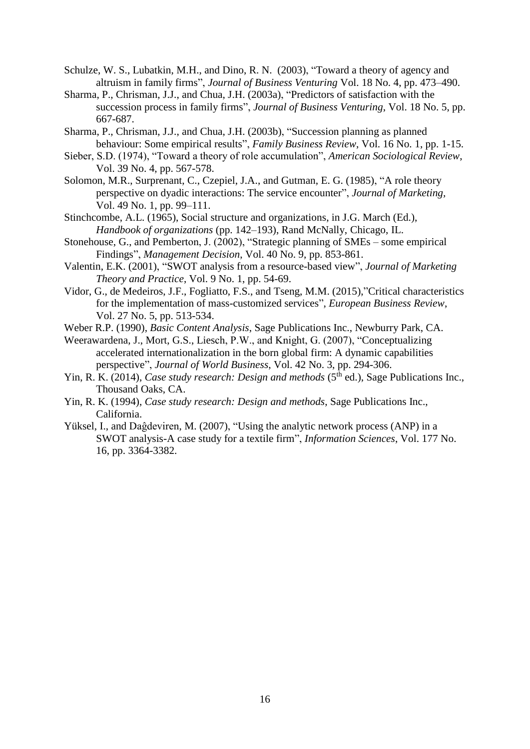Schulze, W. S., Lubatkin, M.H., and Dino, R. N. (2003), “Toward a theory of agency and altruism in family firms”, *Journal of Business Venturing* Vol. 18 No. 4, pp. 473–490.

Sharma, P., Chrisman, J.J., and Chua, J.H. (2003a), “Predictors of satisfaction with the succession process in family firms”, *Journal of Business Venturing*, Vol. 18 No. 5, pp. 667-687.

Sharma, P., Chrisman, J.J., and Chua, J.H. (2003b), “Succession planning as planned behaviour: Some empirical results”, *Family Business Review*, Vol. 16 No. 1, pp. 1-15.

Sieber, S.D. (1974), “Toward a theory of role accumulation”, *American Sociological Review*, Vol. 39 No. 4, pp. 567-578.

Solomon, M.R., Surprenant, C., Czepiel, J.A., and Gutman, E. G. (1985), “A role theory perspective on dyadic interactions: The service encounter”, *Journal of Marketing*, Vol. 49 No. 1, pp. 99–111.

Stinchcombe, A.L. (1965), Social structure and organizations, in J.G. March (Ed.), *Handbook of organizations* (pp. 142–193), Rand McNally, Chicago, IL.

Stonehouse, G., and Pemberton, J. (2002), “Strategic planning of SMEs – some empirical Findings”, *Management Decision*, Vol. 40 No. 9, pp. 853-861.

Valentin, E.K. (2001), “SWOT analysis from a resource-based view”, *Journal of Marketing Theory and Practice*, Vol. 9 No. 1, pp. 54-69.

Vidor, G., de Medeiros, J.F., Fogliatto, F.S., and Tseng, M.M. (2015),”Critical characteristics for the implementation of mass-customized services”, *European Business Review*, Vol. 27 No. 5, pp. 513-534.

Weber R.P. (1990), *Basic Content Analysis*, Sage Publications Inc., Newburry Park, CA.

Weerawardena, J., Mort, G.S., Liesch, P.W., and Knight, G. (2007), “Conceptualizing accelerated internationalization in the born global firm: A dynamic capabilities perspective”, *Journal of World Business*, Vol. 42 No. 3, pp. 294-306.

Yin, R. K. (2014), *Case study research: Design and methods* (5th ed.), Sage Publications Inc., Thousand Oaks, CA.

Yin, R. K. (1994), *Case study research: Design and methods*, Sage Publications Inc., California.

Yüksel, I., and Daĝdeviren, M. (2007), “Using the analytic network process (ANP) in a SWOT analysis-A case study for a textile firm”, *Information Sciences*, Vol. 177 No. 16, pp. 3364-3382.